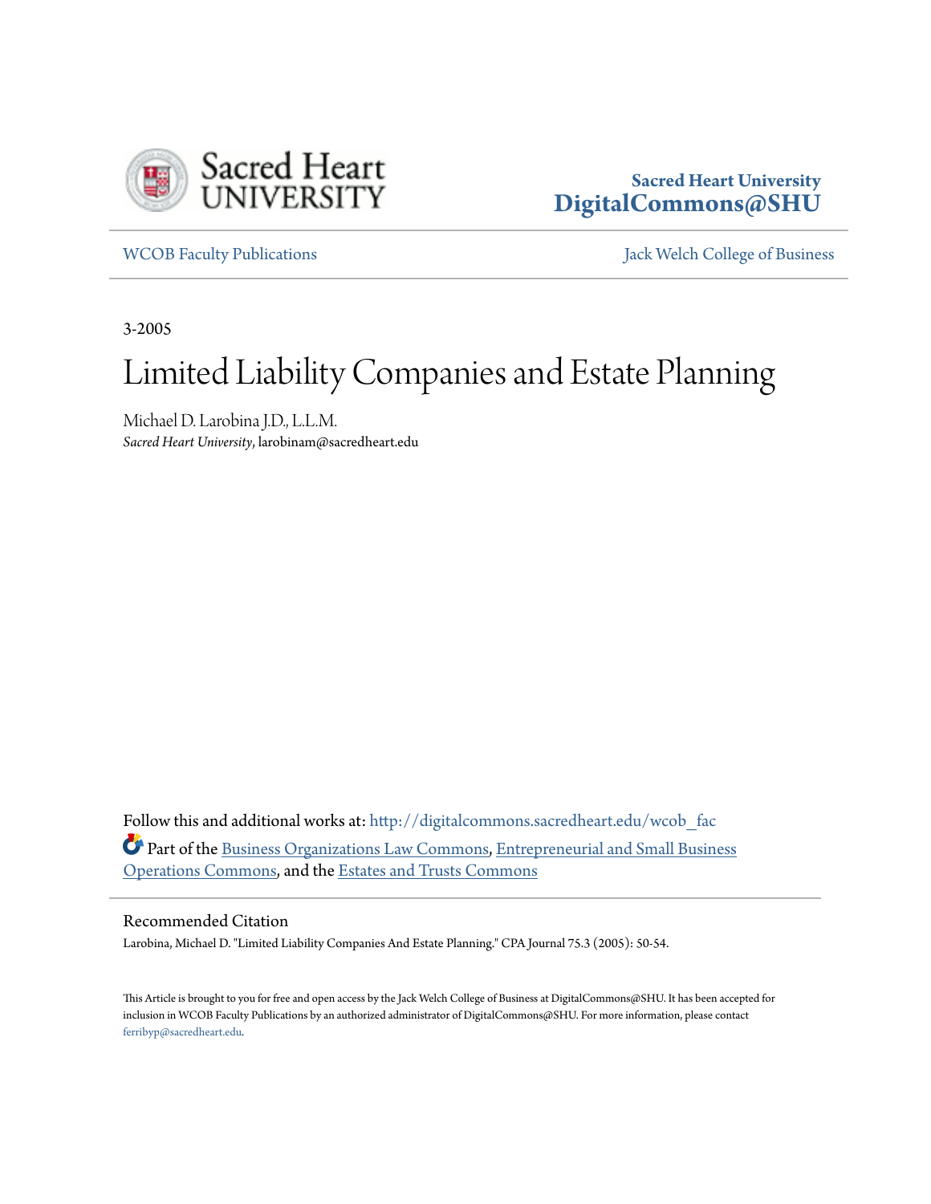Sacred Heart University
**DigitalCommons@SHU**

WCOB Faculty Publications

Jack Welch College of Business

3-2005

# Limited Liability Companies and Estate Planning

Michael D. Larobina J.D., L.L.M.
*Sacred Heart University*, larobinam@sacredheart.edu

Follow this and additional works at: http://digitalcommons.sacredheart.edu/wcob_fac

Part of the Business Organizations Law Commons, Entrepreneurial and Small Business Operations Commons, and the Estates and Trusts Commons

## Recommended Citation

Larobina, Michael D. "Limited Liability Companies And Estate Planning." CPA Journal 75.3 (2005): 50-54.

This Article is brought to you for free and open access by the Jack Welch College of Business at DigitalCommons@SHU. It has been accepted for inclusion in WCOB Faculty Publications by an authorized administrator of DigitalCommons@SHU. For more information, please contact ferribyp@sacredheart.edu.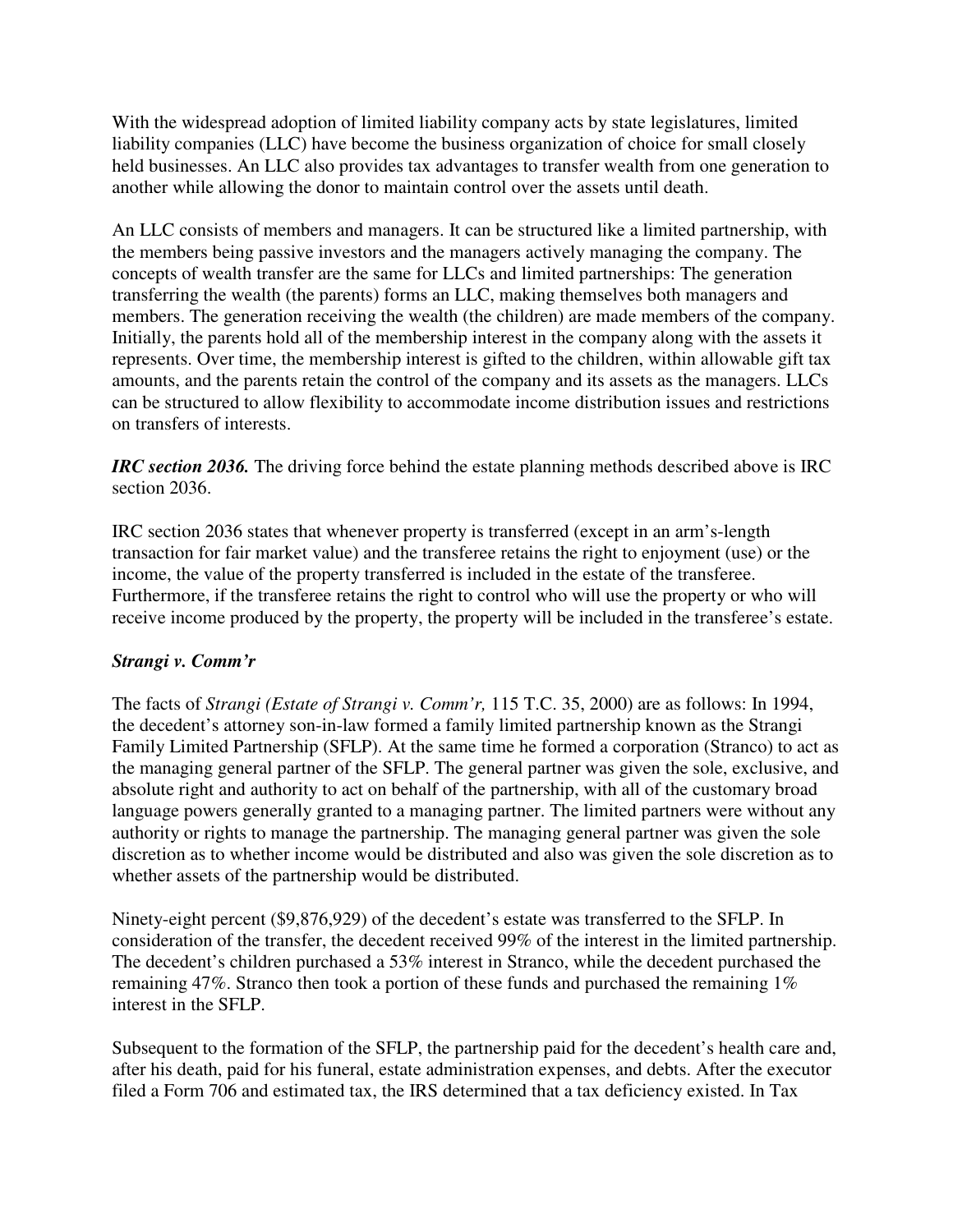With the widespread adoption of limited liability company acts by state legislatures, limited liability companies (LLC) have become the business organization of choice for small closely held businesses. An LLC also provides tax advantages to transfer wealth from one generation to another while allowing the donor to maintain control over the assets until death.

An LLC consists of members and managers. It can be structured like a limited partnership, with the members being passive investors and the managers actively managing the company. The concepts of wealth transfer are the same for LLCs and limited partnerships: The generation transferring the wealth (the parents) forms an LLC, making themselves both managers and members. The generation receiving the wealth (the children) are made members of the company. Initially, the parents hold all of the membership interest in the company along with the assets it represents. Over time, the membership interest is gifted to the children, within allowable gift tax amounts, and the parents retain the control of the company and its assets as the managers. LLCs can be structured to allow flexibility to accommodate income distribution issues and restrictions on transfers of interests.

***IRC section 2036.*** The driving force behind the estate planning methods described above is IRC section 2036.

IRC section 2036 states that whenever property is transferred (except in an arm's-length transaction for fair market value) and the transferee retains the right to enjoyment (use) or the income, the value of the property transferred is included in the estate of the transferee. Furthermore, if the transferee retains the right to control who will use the property or who will receive income produced by the property, the property will be included in the transferee's estate.

### *Strangi v. Comm'r*

The facts of *Strangi (Estate of Strangi v. Comm'r,* 115 T.C. 35, 2000) are as follows: In 1994, the decedent's attorney son-in-law formed a family limited partnership known as the Strangi Family Limited Partnership (SFLP). At the same time he formed a corporation (Stranco) to act as the managing general partner of the SFLP. The general partner was given the sole, exclusive, and absolute right and authority to act on behalf of the partnership, with all of the customary broad language powers generally granted to a managing partner. The limited partners were without any authority or rights to manage the partnership. The managing general partner was given the sole discretion as to whether income would be distributed and also was given the sole discretion as to whether assets of the partnership would be distributed.

Ninety-eight percent ($9,876,929) of the decedent's estate was transferred to the SFLP. In consideration of the transfer, the decedent received 99% of the interest in the limited partnership. The decedent's children purchased a 53% interest in Stranco, while the decedent purchased the remaining 47%. Stranco then took a portion of these funds and purchased the remaining 1% interest in the SFLP.

Subsequent to the formation of the SFLP, the partnership paid for the decedent's health care and, after his death, paid for his funeral, estate administration expenses, and debts. After the executor filed a Form 706 and estimated tax, the IRS determined that a tax deficiency existed. In Tax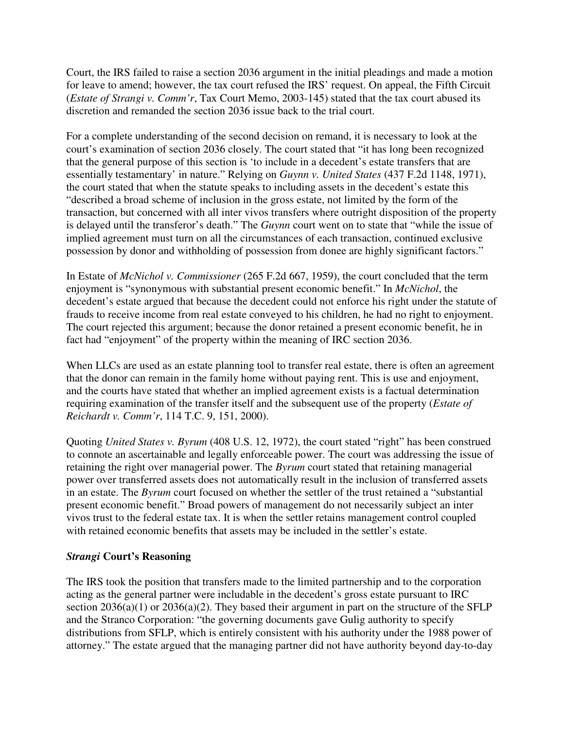Court, the IRS failed to raise a section 2036 argument in the initial pleadings and made a motion for leave to amend; however, the tax court refused the IRS' request. On appeal, the Fifth Circuit (*Estate of Strangi v. Comm'r*, Tax Court Memo, 2003-145) stated that the tax court abused its discretion and remanded the section 2036 issue back to the trial court.

For a complete understanding of the second decision on remand, it is necessary to look at the court's examination of section 2036 closely. The court stated that "it has long been recognized that the general purpose of this section is 'to include in a decedent's estate transfers that are essentially testamentary' in nature." Relying on *Guynn v. United States* (437 F.2d 1148, 1971), the court stated that when the statute speaks to including assets in the decedent's estate this "described a broad scheme of inclusion in the gross estate, not limited by the form of the transaction, but concerned with all inter vivos transfers where outright disposition of the property is delayed until the transferor's death." The *Guynn* court went on to state that "while the issue of implied agreement must turn on all the circumstances of each transaction, continued exclusive possession by donor and withholding of possession from donee are highly significant factors."

In Estate of *McNichol v. Commissioner* (265 F.2d 667, 1959), the court concluded that the term enjoyment is "synonymous with substantial present economic benefit." In *McNichol*, the decedent's estate argued that because the decedent could not enforce his right under the statute of frauds to receive income from real estate conveyed to his children, he had no right to enjoyment. The court rejected this argument; because the donor retained a present economic benefit, he in fact had "enjoyment" of the property within the meaning of IRC section 2036.

When LLCs are used as an estate planning tool to transfer real estate, there is often an agreement that the donor can remain in the family home without paying rent. This is use and enjoyment, and the courts have stated that whether an implied agreement exists is a factual determination requiring examination of the transfer itself and the subsequent use of the property (*Estate of Reichardt v. Comm'r*, 114 T.C. 9, 151, 2000).

Quoting *United States v. Byrum* (408 U.S. 12, 1972), the court stated "right" has been construed to connote an ascertainable and legally enforceable power. The court was addressing the issue of retaining the right over managerial power. The *Byrum* court stated that retaining managerial power over transferred assets does not automatically result in the inclusion of transferred assets in an estate. The *Byrum* court focused on whether the settler of the trust retained a "substantial present economic benefit." Broad powers of management do not necessarily subject an inter vivos trust to the federal estate tax. It is when the settler retains management control coupled with retained economic benefits that assets may be included in the settler's estate.

### ***Strangi* Court's Reasoning**

The IRS took the position that transfers made to the limited partnership and to the corporation acting as the general partner were includable in the decedent's gross estate pursuant to IRC section 2036(a)(1) or 2036(a)(2). They based their argument in part on the structure of the SFLP and the Stranco Corporation: "the governing documents gave Gulig authority to specify distributions from SFLP, which is entirely consistent with his authority under the 1988 power of attorney." The estate argued that the managing partner did not have authority beyond day-to-day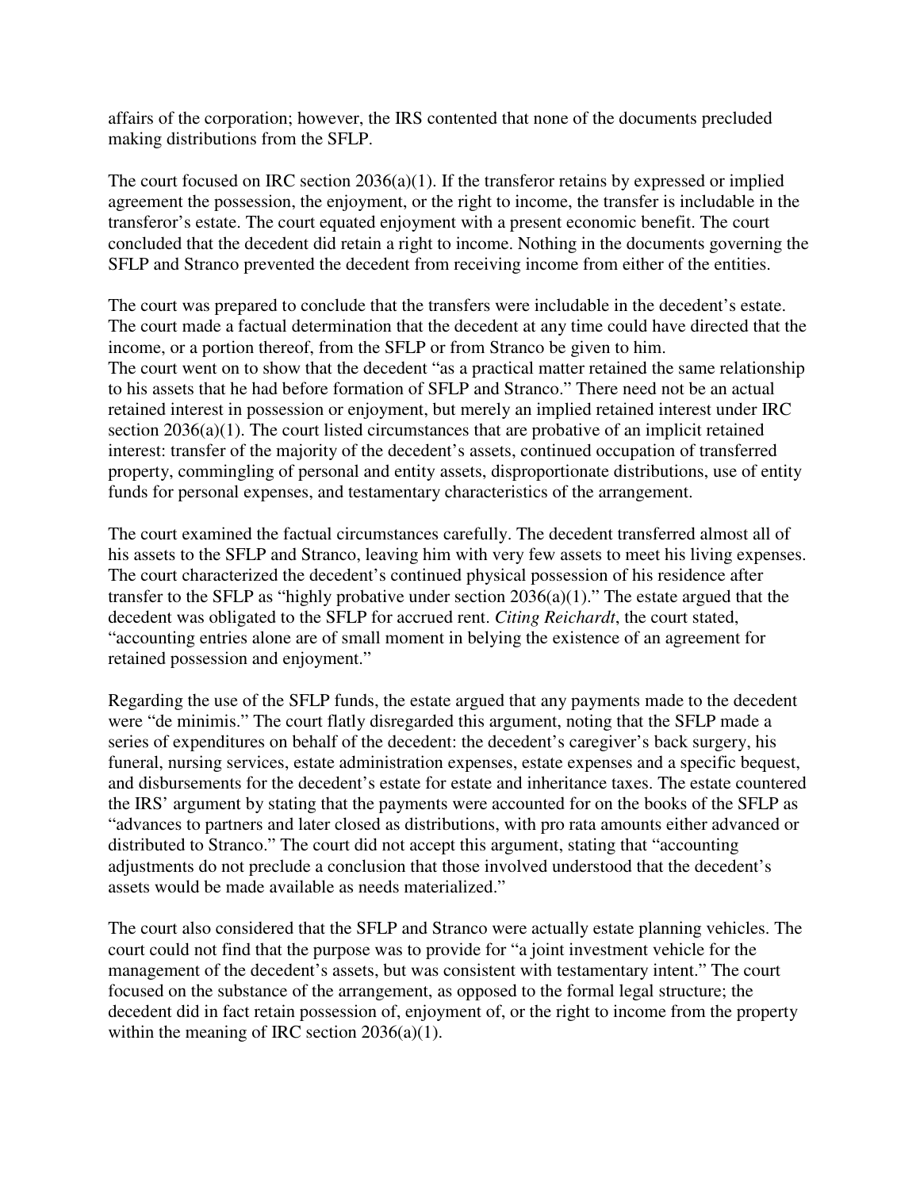affairs of the corporation; however, the IRS contented that none of the documents precluded making distributions from the SFLP.

The court focused on IRC section 2036(a)(1). If the transferor retains by expressed or implied agreement the possession, the enjoyment, or the right to income, the transfer is includable in the transferor's estate. The court equated enjoyment with a present economic benefit. The court concluded that the decedent did retain a right to income. Nothing in the documents governing the SFLP and Stranco prevented the decedent from receiving income from either of the entities.

The court was prepared to conclude that the transfers were includable in the decedent's estate. The court made a factual determination that the decedent at any time could have directed that the income, or a portion thereof, from the SFLP or from Stranco be given to him.
The court went on to show that the decedent "as a practical matter retained the same relationship to his assets that he had before formation of SFLP and Stranco." There need not be an actual retained interest in possession or enjoyment, but merely an implied retained interest under IRC section 2036(a)(1). The court listed circumstances that are probative of an implicit retained interest: transfer of the majority of the decedent's assets, continued occupation of transferred property, commingling of personal and entity assets, disproportionate distributions, use of entity funds for personal expenses, and testamentary characteristics of the arrangement.

The court examined the factual circumstances carefully. The decedent transferred almost all of his assets to the SFLP and Stranco, leaving him with very few assets to meet his living expenses. The court characterized the decedent's continued physical possession of his residence after transfer to the SFLP as "highly probative under section 2036(a)(1)." The estate argued that the decedent was obligated to the SFLP for accrued rent. *Citing Reichardt*, the court stated, "accounting entries alone are of small moment in belying the existence of an agreement for retained possession and enjoyment."

Regarding the use of the SFLP funds, the estate argued that any payments made to the decedent were "de minimis." The court flatly disregarded this argument, noting that the SFLP made a series of expenditures on behalf of the decedent: the decedent's caregiver's back surgery, his funeral, nursing services, estate administration expenses, estate expenses and a specific bequest, and disbursements for the decedent's estate for estate and inheritance taxes. The estate countered the IRS' argument by stating that the payments were accounted for on the books of the SFLP as "advances to partners and later closed as distributions, with pro rata amounts either advanced or distributed to Stranco." The court did not accept this argument, stating that "accounting adjustments do not preclude a conclusion that those involved understood that the decedent's assets would be made available as needs materialized."

The court also considered that the SFLP and Stranco were actually estate planning vehicles. The court could not find that the purpose was to provide for "a joint investment vehicle for the management of the decedent's assets, but was consistent with testamentary intent." The court focused on the substance of the arrangement, as opposed to the formal legal structure; the decedent did in fact retain possession of, enjoyment of, or the right to income from the property within the meaning of IRC section 2036(a)(1).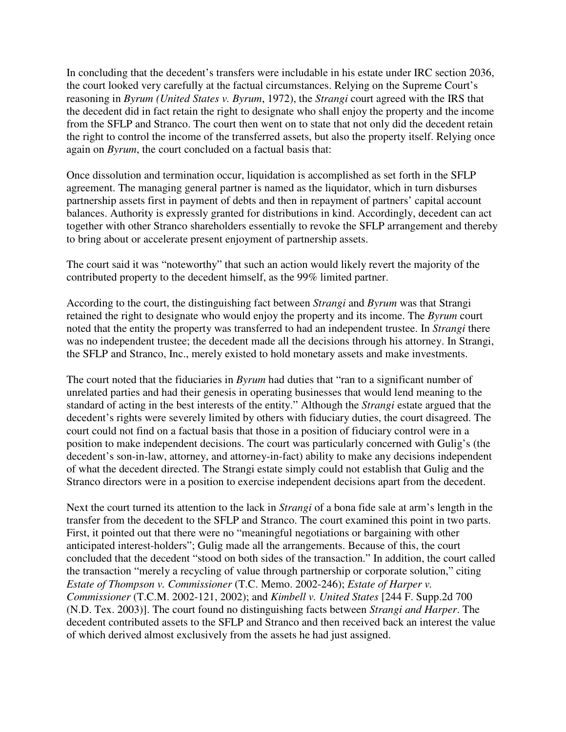In concluding that the decedent's transfers were includable in his estate under IRC section 2036, the court looked very carefully at the factual circumstances. Relying on the Supreme Court's reasoning in *Byrum (United States v. Byrum*, 1972), the *Strangi* court agreed with the IRS that the decedent did in fact retain the right to designate who shall enjoy the property and the income from the SFLP and Stranco. The court then went on to state that not only did the decedent retain the right to control the income of the transferred assets, but also the property itself. Relying once again on *Byrum*, the court concluded on a factual basis that:

Once dissolution and termination occur, liquidation is accomplished as set forth in the SFLP agreement. The managing general partner is named as the liquidator, which in turn disburses partnership assets first in payment of debts and then in repayment of partners' capital account balances. Authority is expressly granted for distributions in kind. Accordingly, decedent can act together with other Stranco shareholders essentially to revoke the SFLP arrangement and thereby to bring about or accelerate present enjoyment of partnership assets.

The court said it was "noteworthy" that such an action would likely revert the majority of the contributed property to the decedent himself, as the 99% limited partner.

According to the court, the distinguishing fact between *Strangi* and *Byrum* was that Strangi retained the right to designate who would enjoy the property and its income. The *Byrum* court noted that the entity the property was transferred to had an independent trustee. In *Strangi* there was no independent trustee; the decedent made all the decisions through his attorney. In Strangi, the SFLP and Stranco, Inc., merely existed to hold monetary assets and make investments.

The court noted that the fiduciaries in *Byrum* had duties that "ran to a significant number of unrelated parties and had their genesis in operating businesses that would lend meaning to the standard of acting in the best interests of the entity." Although the *Strangi* estate argued that the decedent's rights were severely limited by others with fiduciary duties, the court disagreed. The court could not find on a factual basis that those in a position of fiduciary control were in a position to make independent decisions. The court was particularly concerned with Gulig's (the decedent's son-in-law, attorney, and attorney-in-fact) ability to make any decisions independent of what the decedent directed. The Strangi estate simply could not establish that Gulig and the Stranco directors were in a position to exercise independent decisions apart from the decedent.

Next the court turned its attention to the lack in *Strangi* of a bona fide sale at arm's length in the transfer from the decedent to the SFLP and Stranco. The court examined this point in two parts. First, it pointed out that there were no "meaningful negotiations or bargaining with other anticipated interest-holders"; Gulig made all the arrangements. Because of this, the court concluded that the decedent "stood on both sides of the transaction." In addition, the court called the transaction "merely a recycling of value through partnership or corporate solution," citing *Estate of Thompson v. Commissioner* (T.C. Memo. 2002-246); *Estate of Harper v. Commissioner* (T.C.M. 2002-121, 2002); and *Kimbell v. United States* [244 F. Supp.2d 700 (N.D. Tex. 2003)]. The court found no distinguishing facts between *Strangi and Harper*. The decedent contributed assets to the SFLP and Stranco and then received back an interest the value of which derived almost exclusively from the assets he had just assigned.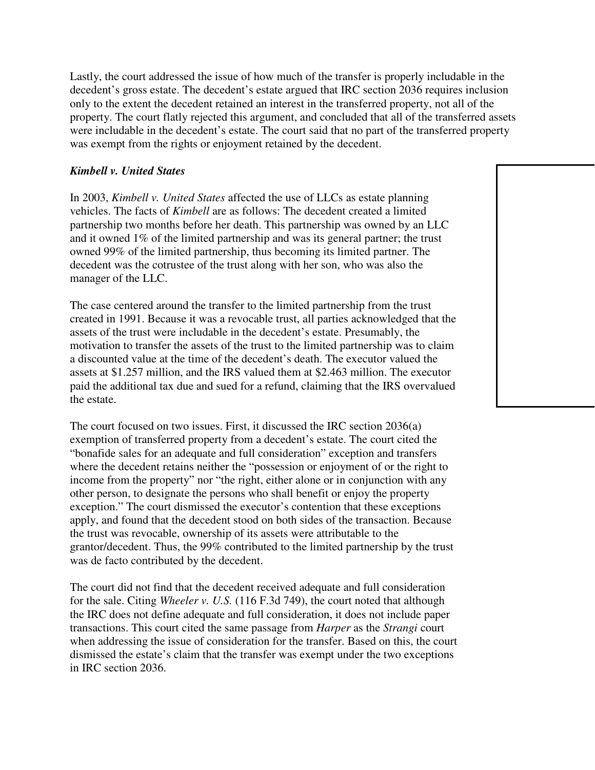Lastly, the court addressed the issue of how much of the transfer is properly includable in the decedent's gross estate. The decedent's estate argued that IRC section 2036 requires inclusion only to the extent the decedent retained an interest in the transferred property, not all of the property. The court flatly rejected this argument, and concluded that all of the transferred assets were includable in the decedent's estate. The court said that no part of the transferred property was exempt from the rights or enjoyment retained by the decedent.

***Kimbell v. United States***

In 2003, *Kimbell v. United States* affected the use of LLCs as estate planning vehicles. The facts of *Kimbell* are as follows: The decedent created a limited partnership two months before her death. This partnership was owned by an LLC and it owned 1% of the limited partnership and was its general partner; the trust owned 99% of the limited partnership, thus becoming its limited partner. The decedent was the cotrustee of the trust along with her son, who was also the manager of the LLC.

The case centered around the transfer to the limited partnership from the trust created in 1991. Because it was a revocable trust, all parties acknowledged that the assets of the trust were includable in the decedent's estate. Presumably, the motivation to transfer the assets of the trust to the limited partnership was to claim a discounted value at the time of the decedent's death. The executor valued the assets at $1.257 million, and the IRS valued them at $2.463 million. The executor paid the additional tax due and sued for a refund, claiming that the IRS overvalued the estate.

The court focused on two issues. First, it discussed the IRC section 2036(a) exemption of transferred property from a decedent's estate. The court cited the "bonafide sales for an adequate and full consideration" exception and transfers where the decedent retains neither the "possession or enjoyment of or the right to income from the property" nor "the right, either alone or in conjunction with any other person, to designate the persons who shall benefit or enjoy the property exception." The court dismissed the executor's contention that these exceptions apply, and found that the decedent stood on both sides of the transaction. Because the trust was revocable, ownership of its assets were attributable to the grantor/decedent. Thus, the 99% contributed to the limited partnership by the trust was de facto contributed by the decedent.

The court did not find that the decedent received adequate and full consideration for the sale. Citing *Wheeler v. U.S.* (116 F.3d 749), the court noted that although the IRC does not define adequate and full consideration, it does not include paper transactions. This court cited the same passage from *Harper* as the *Strangi* court when addressing the issue of consideration for the transfer. Based on this, the court dismissed the estate's claim that the transfer was exempt under the two exceptions in IRC section 2036.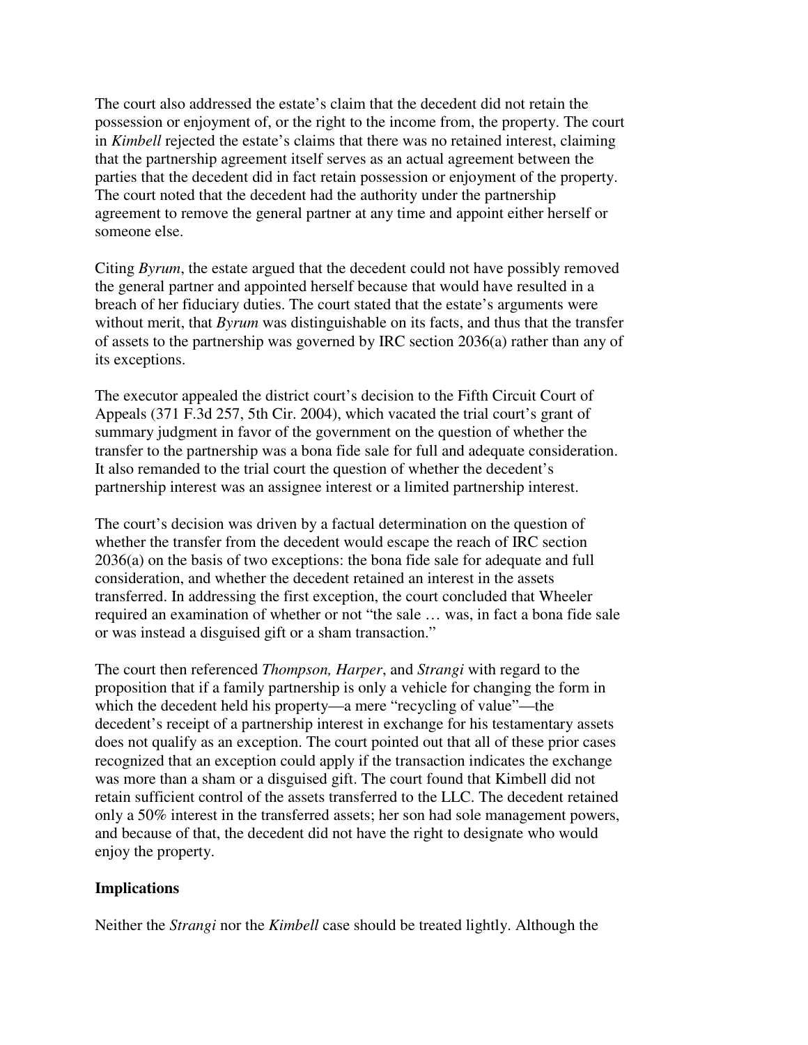The court also addressed the estate's claim that the decedent did not retain the possession or enjoyment of, or the right to the income from, the property. The court in *Kimbell* rejected the estate's claims that there was no retained interest, claiming that the partnership agreement itself serves as an actual agreement between the parties that the decedent did in fact retain possession or enjoyment of the property. The court noted that the decedent had the authority under the partnership agreement to remove the general partner at any time and appoint either herself or someone else.

Citing *Byrum*, the estate argued that the decedent could not have possibly removed the general partner and appointed herself because that would have resulted in a breach of her fiduciary duties. The court stated that the estate's arguments were without merit, that *Byrum* was distinguishable on its facts, and thus that the transfer of assets to the partnership was governed by IRC section 2036(a) rather than any of its exceptions.

The executor appealed the district court's decision to the Fifth Circuit Court of Appeals (371 F.3d 257, 5th Cir. 2004), which vacated the trial court's grant of summary judgment in favor of the government on the question of whether the transfer to the partnership was a bona fide sale for full and adequate consideration. It also remanded to the trial court the question of whether the decedent's partnership interest was an assignee interest or a limited partnership interest.

The court's decision was driven by a factual determination on the question of whether the transfer from the decedent would escape the reach of IRC section 2036(a) on the basis of two exceptions: the bona fide sale for adequate and full consideration, and whether the decedent retained an interest in the assets transferred. In addressing the first exception, the court concluded that Wheeler required an examination of whether or not "the sale … was, in fact a bona fide sale or was instead a disguised gift or a sham transaction."

The court then referenced *Thompson, Harper*, and *Strangi* with regard to the proposition that if a family partnership is only a vehicle for changing the form in which the decedent held his property—a mere "recycling of value"—the decedent's receipt of a partnership interest in exchange for his testamentary assets does not qualify as an exception. The court pointed out that all of these prior cases recognized that an exception could apply if the transaction indicates the exchange was more than a sham or a disguised gift. The court found that Kimbell did not retain sufficient control of the assets transferred to the LLC. The decedent retained only a 50% interest in the transferred assets; her son had sole management powers, and because of that, the decedent did not have the right to designate who would enjoy the property.

**Implications**

Neither the *Strangi* nor the *Kimbell* case should be treated lightly. Although the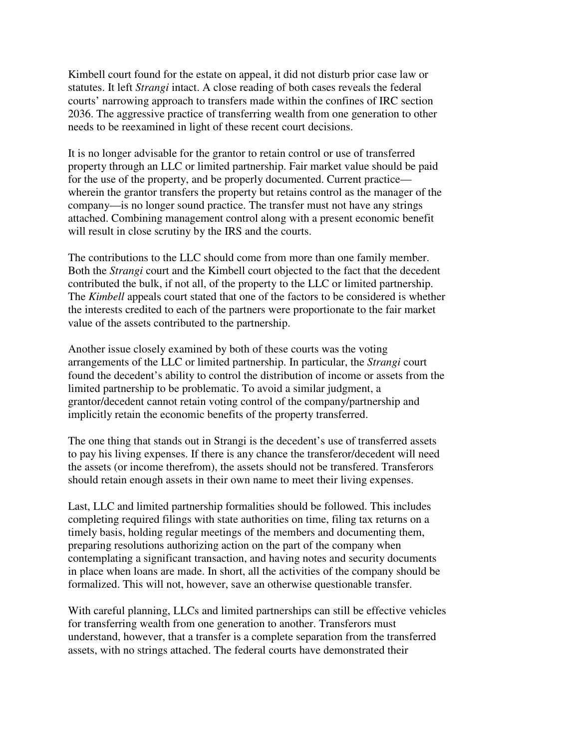Kimbell court found for the estate on appeal, it did not disturb prior case law or statutes. It left *Strangi* intact. A close reading of both cases reveals the federal courts' narrowing approach to transfers made within the confines of IRC section 2036. The aggressive practice of transferring wealth from one generation to other needs to be reexamined in light of these recent court decisions.

It is no longer advisable for the grantor to retain control or use of transferred property through an LLC or limited partnership. Fair market value should be paid for the use of the property, and be properly documented. Current practice—wherein the grantor transfers the property but retains control as the manager of the company—is no longer sound practice. The transfer must not have any strings attached. Combining management control along with a present economic benefit will result in close scrutiny by the IRS and the courts.

The contributions to the LLC should come from more than one family member. Both the *Strangi* court and the Kimbell court objected to the fact that the decedent contributed the bulk, if not all, of the property to the LLC or limited partnership. The *Kimbell* appeals court stated that one of the factors to be considered is whether the interests credited to each of the partners were proportionate to the fair market value of the assets contributed to the partnership.

Another issue closely examined by both of these courts was the voting arrangements of the LLC or limited partnership. In particular, the *Strangi* court found the decedent's ability to control the distribution of income or assets from the limited partnership to be problematic. To avoid a similar judgment, a grantor/decedent cannot retain voting control of the company/partnership and implicitly retain the economic benefits of the property transferred.

The one thing that stands out in Strangi is the decedent's use of transferred assets to pay his living expenses. If there is any chance the transferor/decedent will need the assets (or income therefrom), the assets should not be transfered. Transferors should retain enough assets in their own name to meet their living expenses.

Last, LLC and limited partnership formalities should be followed. This includes completing required filings with state authorities on time, filing tax returns on a timely basis, holding regular meetings of the members and documenting them, preparing resolutions authorizing action on the part of the company when contemplating a significant transaction, and having notes and security documents in place when loans are made. In short, all the activities of the company should be formalized. This will not, however, save an otherwise questionable transfer.

With careful planning, LLCs and limited partnerships can still be effective vehicles for transferring wealth from one generation to another. Transferors must understand, however, that a transfer is a complete separation from the transferred assets, with no strings attached. The federal courts have demonstrated their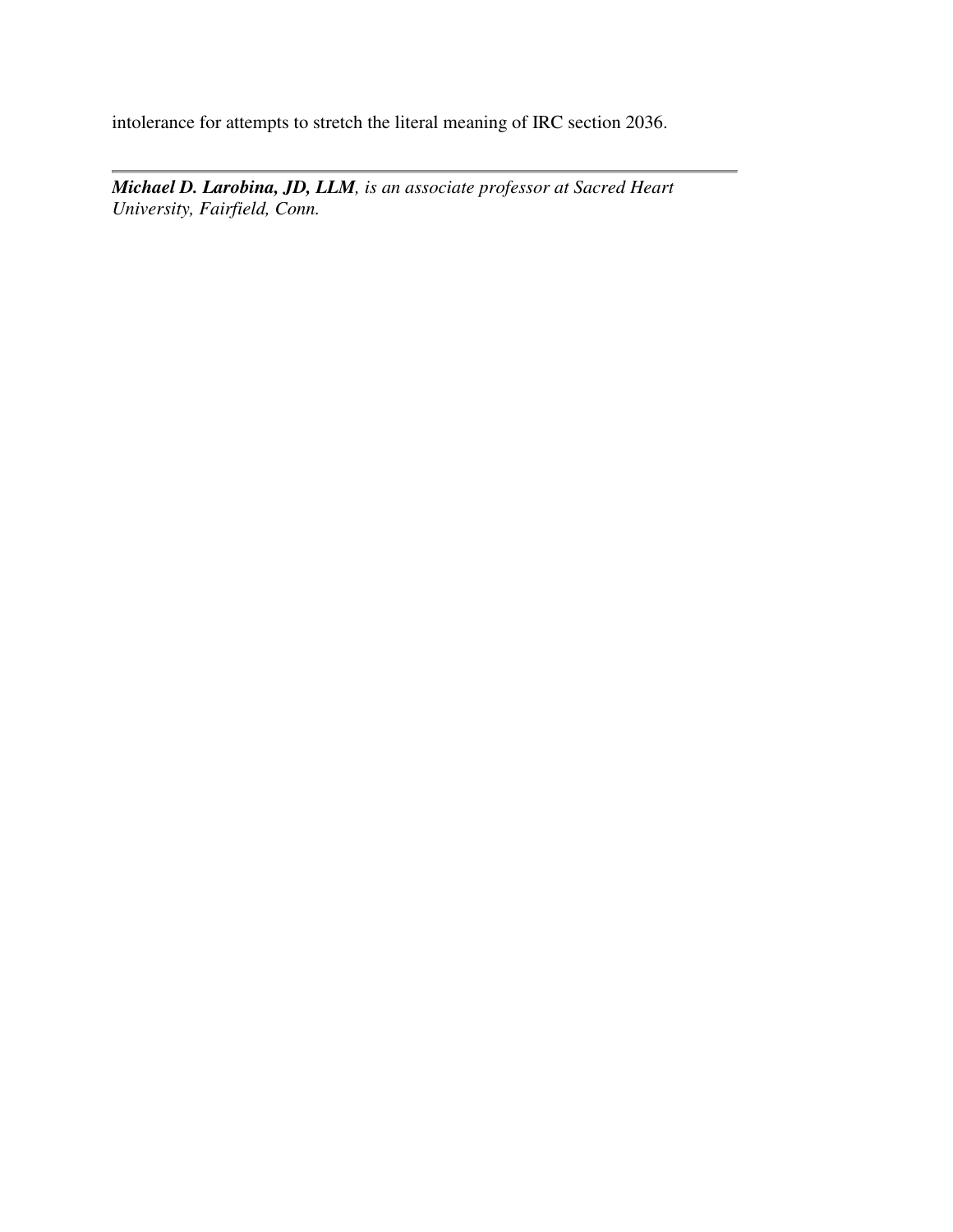intolerance for attempts to stretch the literal meaning of IRC section 2036.

---

***Michael D. Larobina, JD, LLM****, is an associate professor at Sacred Heart University, Fairfield, Conn.*